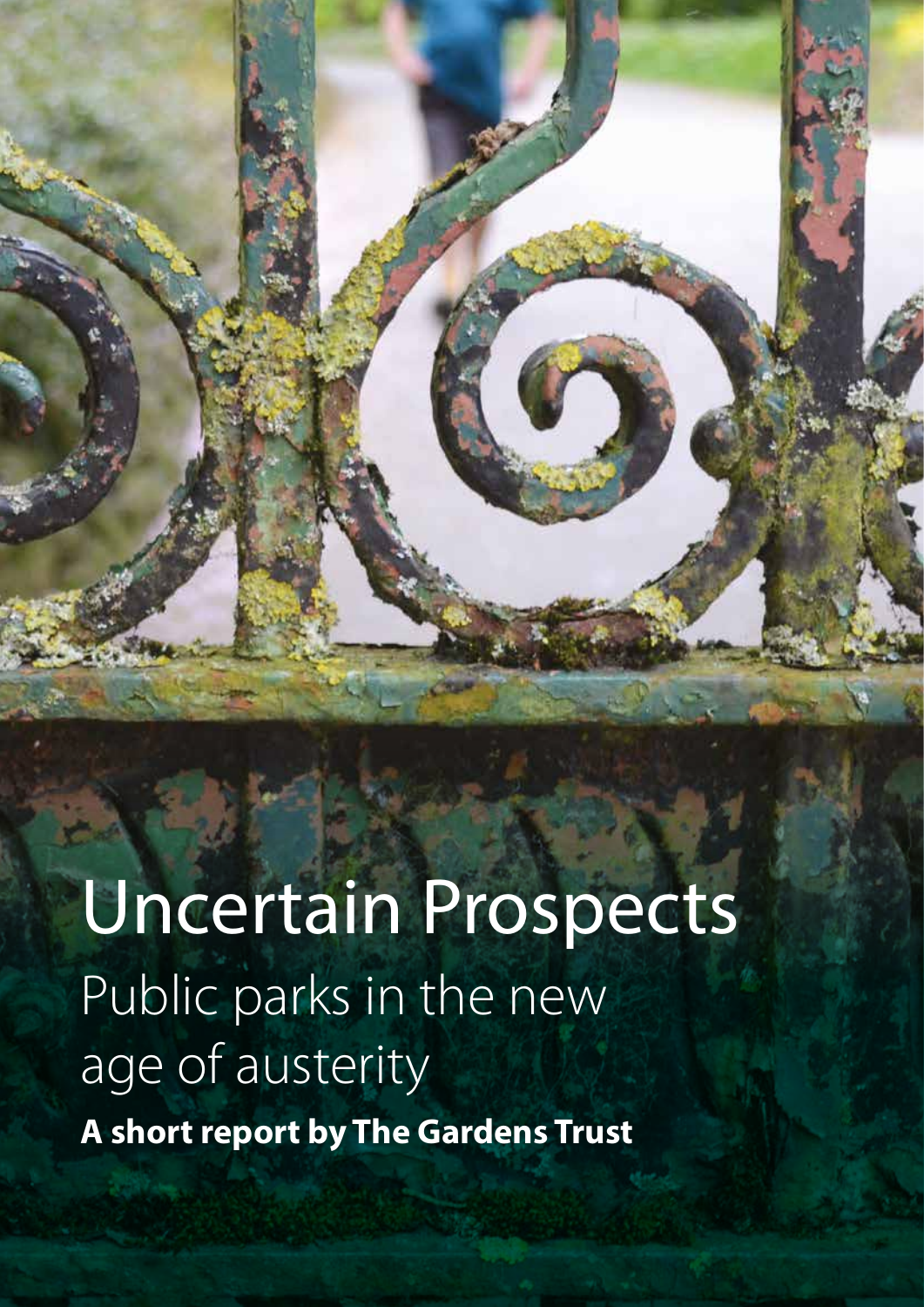# Uncertain Prospects

## Public parks in the new age of austerity

**A short report by The Gardens Trust**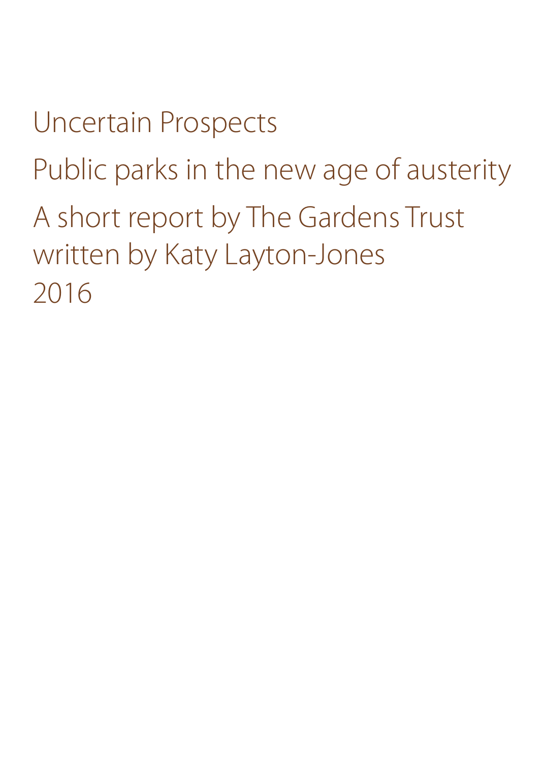# Uncertain Prospects

## Public parks in the new age of austerity

A short report by The Gardens Trust
written by Katy Layton-Jones
2016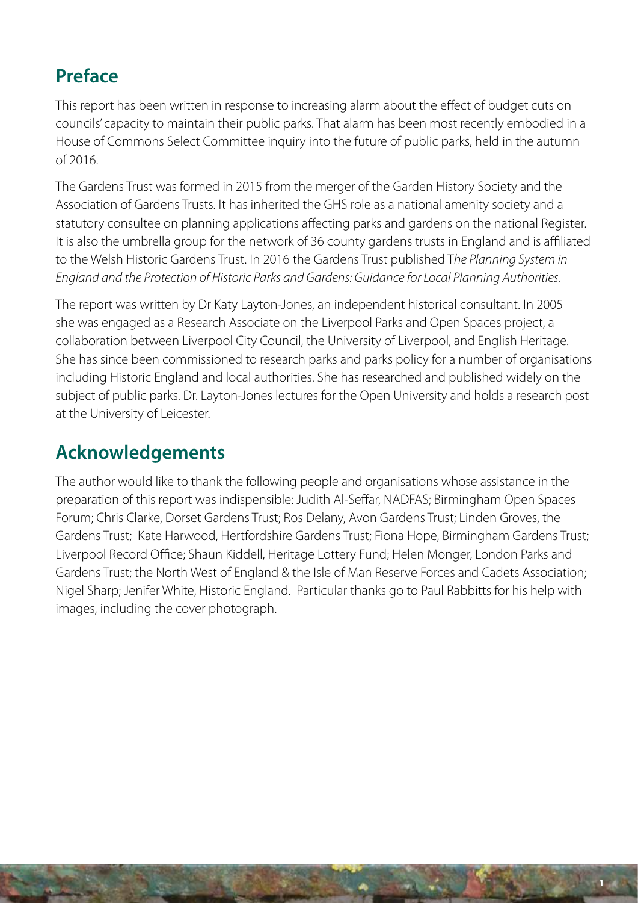## Preface

This report has been written in response to increasing alarm about the effect of budget cuts on councils' capacity to maintain their public parks. That alarm has been most recently embodied in a House of Commons Select Committee inquiry into the future of public parks, held in the autumn of 2016.

The Gardens Trust was formed in 2015 from the merger of the Garden History Society and the Association of Gardens Trusts. It has inherited the GHS role as a national amenity society and a statutory consultee on planning applications affecting parks and gardens on the national Register. It is also the umbrella group for the network of 36 county gardens trusts in England and is affiliated to the Welsh Historic Gardens Trust. In 2016 the Gardens Trust published T*he Planning System in England and the Protection of Historic Parks and Gardens: Guidance for Local Planning Authorities*.

The report was written by Dr Katy Layton-Jones, an independent historical consultant. In 2005 she was engaged as a Research Associate on the Liverpool Parks and Open Spaces project, a collaboration between Liverpool City Council, the University of Liverpool, and English Heritage. She has since been commissioned to research parks and parks policy for a number of organisations including Historic England and local authorities. She has researched and published widely on the subject of public parks. Dr. Layton-Jones lectures for the Open University and holds a research post at the University of Leicester.

## Acknowledgements

The author would like to thank the following people and organisations whose assistance in the preparation of this report was indispensible: Judith Al-Seffar, NADFAS; Birmingham Open Spaces Forum; Chris Clarke, Dorset Gardens Trust; Ros Delany, Avon Gardens Trust; Linden Groves, the Gardens Trust; Kate Harwood, Hertfordshire Gardens Trust; Fiona Hope, Birmingham Gardens Trust; Liverpool Record Office; Shaun Kiddell, Heritage Lottery Fund; Helen Monger, London Parks and Gardens Trust; the North West of England & the Isle of Man Reserve Forces and Cadets Association; Nigel Sharp; Jenifer White, Historic England. Particular thanks go to Paul Rabbitts for his help with images, including the cover photograph.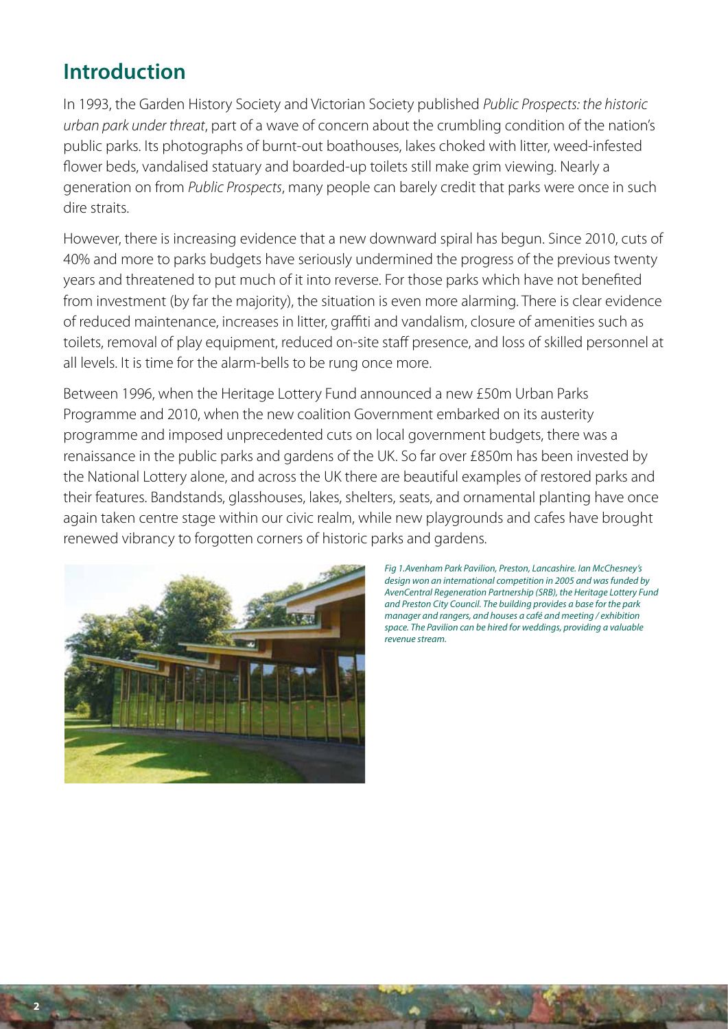## Introduction

In 1993, the Garden History Society and Victorian Society published *Public Prospects: the historic urban park under threat*, part of a wave of concern about the crumbling condition of the nation's public parks. Its photographs of burnt-out boathouses, lakes choked with litter, weed-infested flower beds, vandalised statuary and boarded-up toilets still make grim viewing. Nearly a generation on from *Public Prospects*, many people can barely credit that parks were once in such dire straits.

However, there is increasing evidence that a new downward spiral has begun. Since 2010, cuts of 40% and more to parks budgets have seriously undermined the progress of the previous twenty years and threatened to put much of it into reverse. For those parks which have not benefited from investment (by far the majority), the situation is even more alarming. There is clear evidence of reduced maintenance, increases in litter, graffiti and vandalism, closure of amenities such as toilets, removal of play equipment, reduced on-site staff presence, and loss of skilled personnel at all levels. It is time for the alarm-bells to be rung once more.

Between 1996, when the Heritage Lottery Fund announced a new £50m Urban Parks Programme and 2010, when the new coalition Government embarked on its austerity programme and imposed unprecedented cuts on local government budgets, there was a renaissance in the public parks and gardens of the UK. So far over £850m has been invested by the National Lottery alone, and across the UK there are beautiful examples of restored parks and their features. Bandstands, glasshouses, lakes, shelters, seats, and ornamental planting have once again taken centre stage within our civic realm, while new playgrounds and cafes have brought renewed vibrancy to forgotten corners of historic parks and gardens.

*Fig 1.Avenham Park Pavilion, Preston, Lancashire. Ian McChesney's design won an international competition in 2005 and was funded by AvenCentral Regeneration Partnership (SRB), the Heritage Lottery Fund and Preston City Council. The building provides a base for the park manager and rangers, and houses a café and meeting / exhibition space. The Pavilion can be hired for weddings, providing a valuable revenue stream.*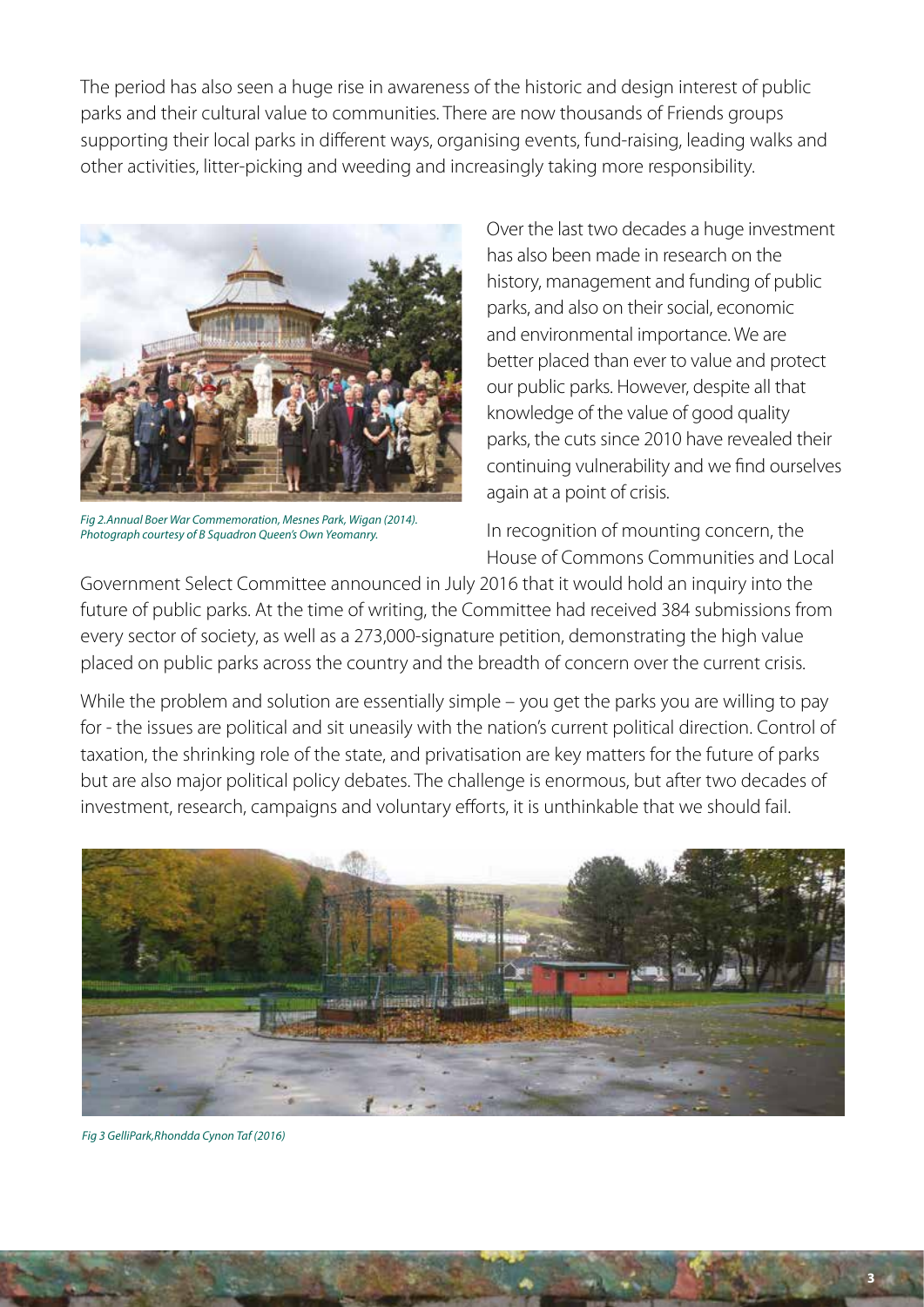The period has also seen a huge rise in awareness of the historic and design interest of public parks and their cultural value to communities. There are now thousands of Friends groups supporting their local parks in different ways, organising events, fund-raising, leading walks and other activities, litter-picking and weeding and increasingly taking more responsibility.

*Fig 2.Annual Boer War Commemoration, Mesnes Park, Wigan (2014). Photograph courtesy of B Squadron Queen's Own Yeomanry.*

Over the last two decades a huge investment has also been made in research on the history, management and funding of public parks, and also on their social, economic and environmental importance. We are better placed than ever to value and protect our public parks. However, despite all that knowledge of the value of good quality parks, the cuts since 2010 have revealed their continuing vulnerability and we find ourselves again at a point of crisis.

In recognition of mounting concern, the House of Commons Communities and Local Government Select Committee announced in July 2016 that it would hold an inquiry into the future of public parks. At the time of writing, the Committee had received 384 submissions from every sector of society, as well as a 273,000-signature petition, demonstrating the high value placed on public parks across the country and the breadth of concern over the current crisis.

While the problem and solution are essentially simple – you get the parks you are willing to pay for - the issues are political and sit uneasily with the nation's current political direction. Control of taxation, the shrinking role of the state, and privatisation are key matters for the future of parks but are also major political policy debates. The challenge is enormous, but after two decades of investment, research, campaigns and voluntary efforts, it is unthinkable that we should fail.

*Fig 3 GelliPark,Rhondda Cynon Taf (2016)*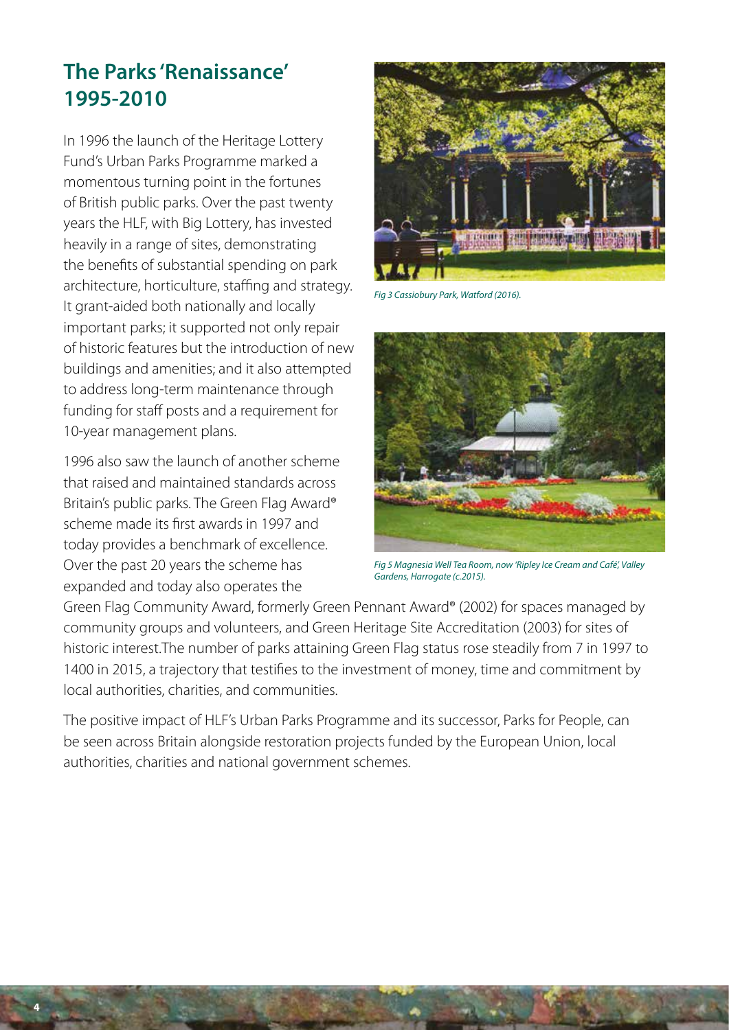## The Parks 'Renaissance' 1995-2010

In 1996 the launch of the Heritage Lottery Fund's Urban Parks Programme marked a momentous turning point in the fortunes of British public parks. Over the past twenty years the HLF, with Big Lottery, has invested heavily in a range of sites, demonstrating the benefits of substantial spending on park architecture, horticulture, staffing and strategy. It grant-aided both nationally and locally important parks; it supported not only repair of historic features but the introduction of new buildings and amenities; and it also attempted to address long-term maintenance through funding for staff posts and a requirement for 10-year management plans.

1996 also saw the launch of another scheme that raised and maintained standards across Britain's public parks. The Green Flag Award® scheme made its first awards in 1997 and today provides a benchmark of excellence. Over the past 20 years the scheme has expanded and today also operates the Green Flag Community Award, formerly Green Pennant Award® (2002) for spaces managed by community groups and volunteers, and Green Heritage Site Accreditation (2003) for sites of historic interest.The number of parks attaining Green Flag status rose steadily from 7 in 1997 to 1400 in 2015, a trajectory that testifies to the investment of money, time and commitment by local authorities, charities, and communities.

The positive impact of HLF's Urban Parks Programme and its successor, Parks for People, can be seen across Britain alongside restoration projects funded by the European Union, local authorities, charities and national government schemes.

*Fig 3 Cassiobury Park, Watford (2016).*

*Fig 5 Magnesia Well Tea Room, now 'Ripley Ice Cream and Café', Valley Gardens, Harrogate (c.2015).*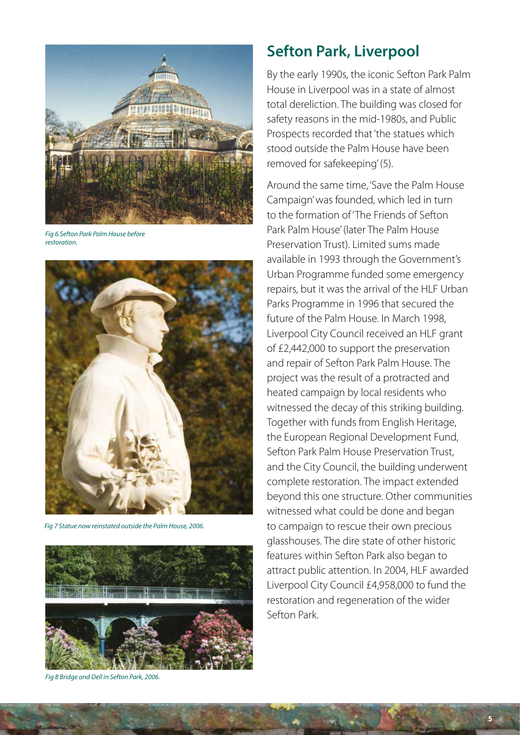Fig 6.Sefton Park Palm House before restoration.

Fig 7 Statue now reinstated outside the Palm House, 2006.

Fig 8 Bridge and Dell in Sefton Park, 2006.

## Sefton Park, Liverpool

By the early 1990s, the iconic Sefton Park Palm House in Liverpool was in a state of almost total dereliction. The building was closed for safety reasons in the mid-1980s, and Public Prospects recorded that 'the statues which stood outside the Palm House have been removed for safekeeping' (5).

Around the same time, 'Save the Palm House Campaign' was founded, which led in turn to the formation of 'The Friends of Sefton Park Palm House' (later The Palm House Preservation Trust). Limited sums made available in 1993 through the Government's Urban Programme funded some emergency repairs, but it was the arrival of the HLF Urban Parks Programme in 1996 that secured the future of the Palm House. In March 1998, Liverpool City Council received an HLF grant of £2,442,000 to support the preservation and repair of Sefton Park Palm House. The project was the result of a protracted and heated campaign by local residents who witnessed the decay of this striking building. Together with funds from English Heritage, the European Regional Development Fund, Sefton Park Palm House Preservation Trust, and the City Council, the building underwent complete restoration. The impact extended beyond this one structure. Other communities witnessed what could be done and began to campaign to rescue their own precious glasshouses. The dire state of other historic features within Sefton Park also began to attract public attention. In 2004, HLF awarded Liverpool City Council £4,958,000 to fund the restoration and regeneration of the wider Sefton Park.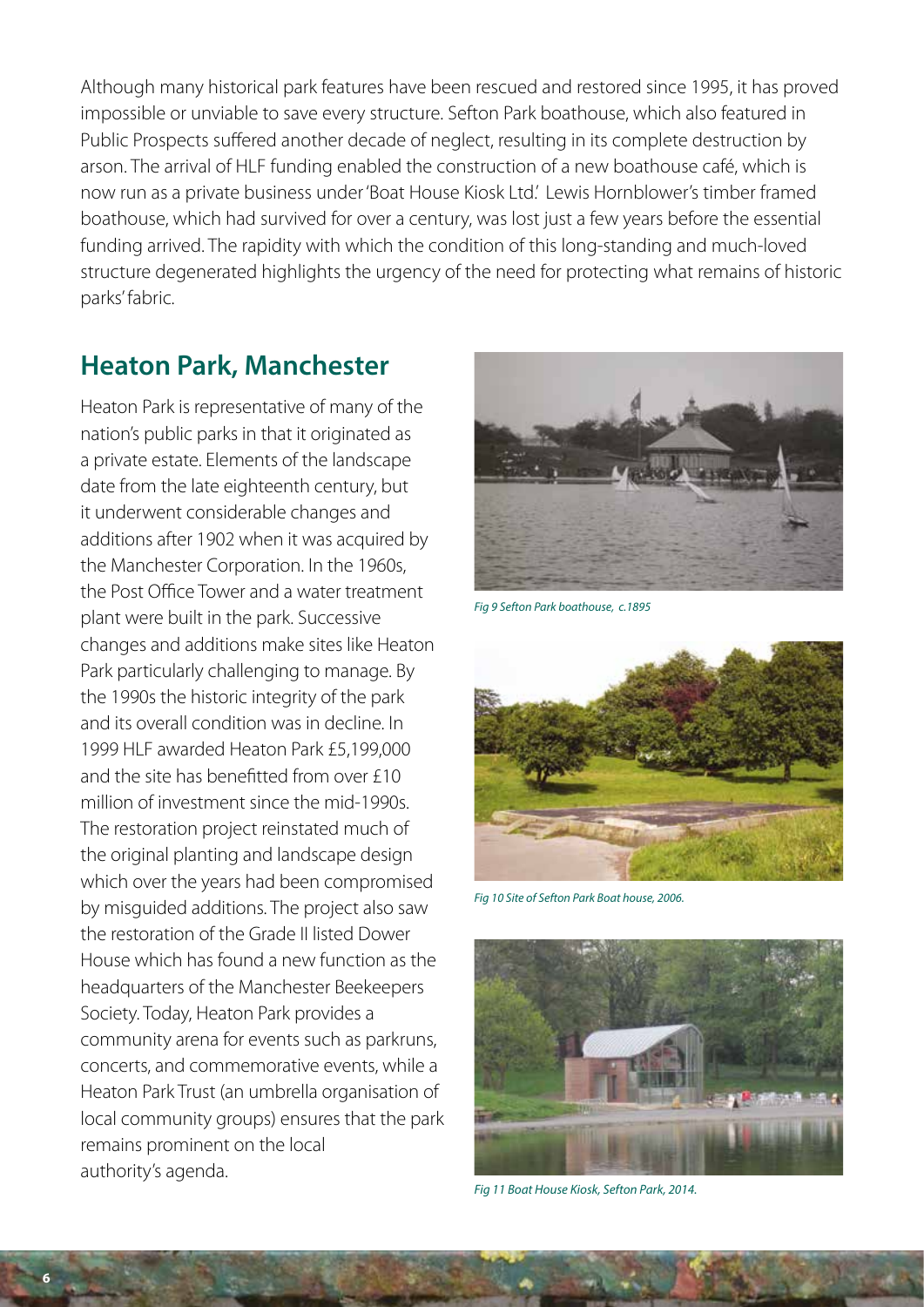Although many historical park features have been rescued and restored since 1995, it has proved impossible or unviable to save every structure. Sefton Park boathouse, which also featured in Public Prospects suffered another decade of neglect, resulting in its complete destruction by arson. The arrival of HLF funding enabled the construction of a new boathouse café, which is now run as a private business under 'Boat House Kiosk Ltd.' Lewis Hornblower's timber framed boathouse, which had survived for over a century, was lost just a few years before the essential funding arrived. The rapidity with which the condition of this long-standing and much-loved structure degenerated highlights the urgency of the need for protecting what remains of historic parks' fabric.

## Heaton Park, Manchester

Heaton Park is representative of many of the nation's public parks in that it originated as a private estate. Elements of the landscape date from the late eighteenth century, but it underwent considerable changes and additions after 1902 when it was acquired by the Manchester Corporation. In the 1960s, the Post Office Tower and a water treatment plant were built in the park. Successive changes and additions make sites like Heaton Park particularly challenging to manage. By the 1990s the historic integrity of the park and its overall condition was in decline. In 1999 HLF awarded Heaton Park £5,199,000 and the site has benefitted from over £10 million of investment since the mid-1990s. The restoration project reinstated much of the original planting and landscape design which over the years had been compromised by misguided additions. The project also saw the restoration of the Grade II listed Dower House which has found a new function as the headquarters of the Manchester Beekeepers Society. Today, Heaton Park provides a community arena for events such as parkruns, concerts, and commemorative events, while a Heaton Park Trust (an umbrella organisation of local community groups) ensures that the park remains prominent on the local authority's agenda.

*Fig 9 Sefton Park boathouse, c.1895*

*Fig 10 Site of Sefton Park Boat house, 2006.*

*Fig 11 Boat House Kiosk, Sefton Park, 2014.*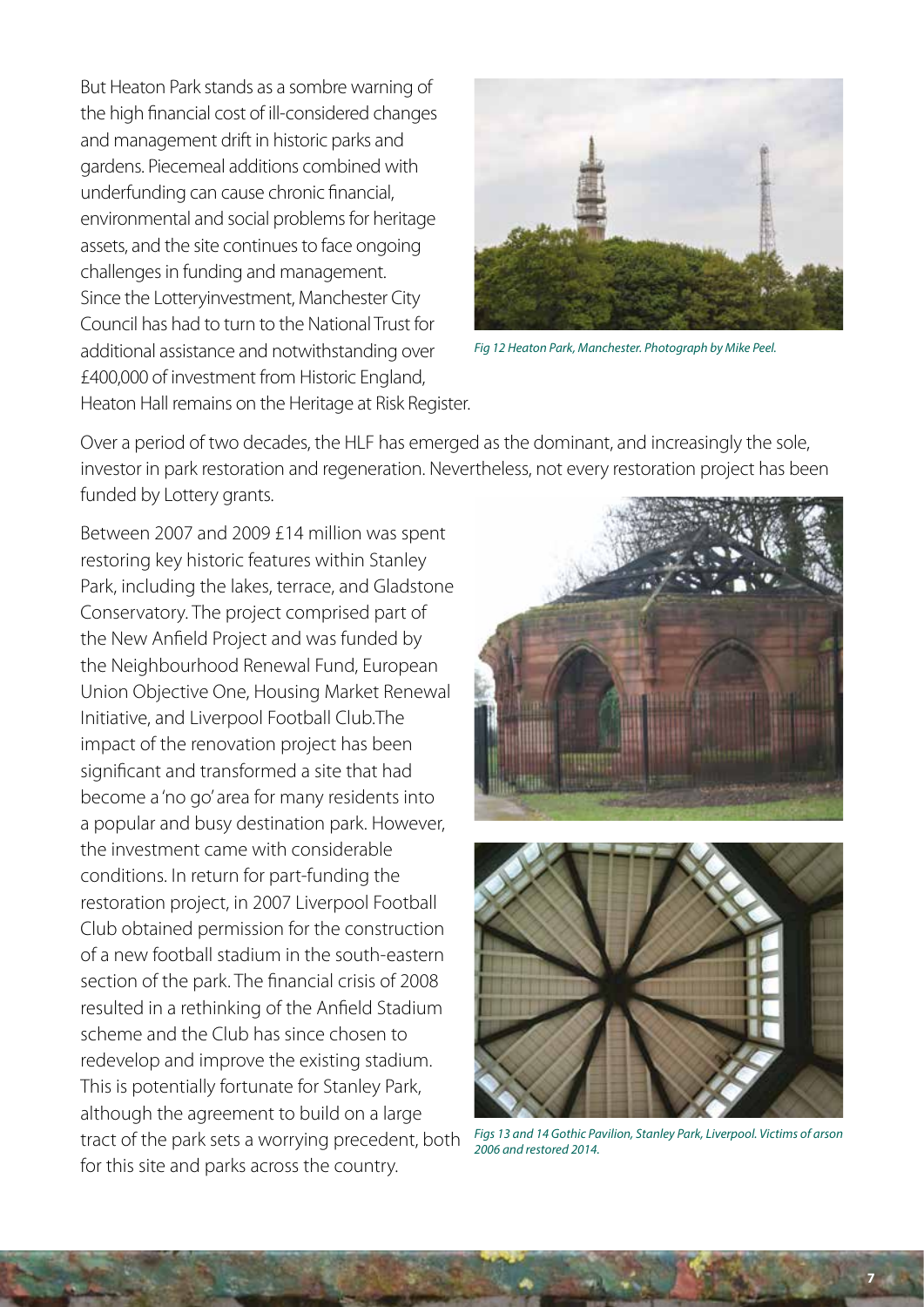But Heaton Park stands as a sombre warning of the high financial cost of ill-considered changes and management drift in historic parks and gardens. Piecemeal additions combined with underfunding can cause chronic financial, environmental and social problems for heritage assets, and the site continues to face ongoing challenges in funding and management. Since the Lotteryinvestment, Manchester City Council has had to turn to the National Trust for additional assistance and notwithstanding over £400,000 of investment from Historic England, Heaton Hall remains on the Heritage at Risk Register.

*Fig 12 Heaton Park, Manchester. Photograph by Mike Peel.*

Over a period of two decades, the HLF has emerged as the dominant, and increasingly the sole, investor in park restoration and regeneration. Nevertheless, not every restoration project has been funded by Lottery grants.

Between 2007 and 2009 £14 million was spent restoring key historic features within Stanley Park, including the lakes, terrace, and Gladstone Conservatory. The project comprised part of the New Anfield Project and was funded by the Neighbourhood Renewal Fund, European Union Objective One, Housing Market Renewal Initiative, and Liverpool Football Club.The impact of the renovation project has been significant and transformed a site that had become a 'no go' area for many residents into a popular and busy destination park. However, the investment came with considerable conditions. In return for part-funding the restoration project, in 2007 Liverpool Football Club obtained permission for the construction of a new football stadium in the south-eastern section of the park. The financial crisis of 2008 resulted in a rethinking of the Anfield Stadium scheme and the Club has since chosen to redevelop and improve the existing stadium. This is potentially fortunate for Stanley Park, although the agreement to build on a large tract of the park sets a worrying precedent, both for this site and parks across the country.

*Figs 13 and 14 Gothic Pavilion, Stanley Park, Liverpool. Victims of arson 2006 and restored 2014.*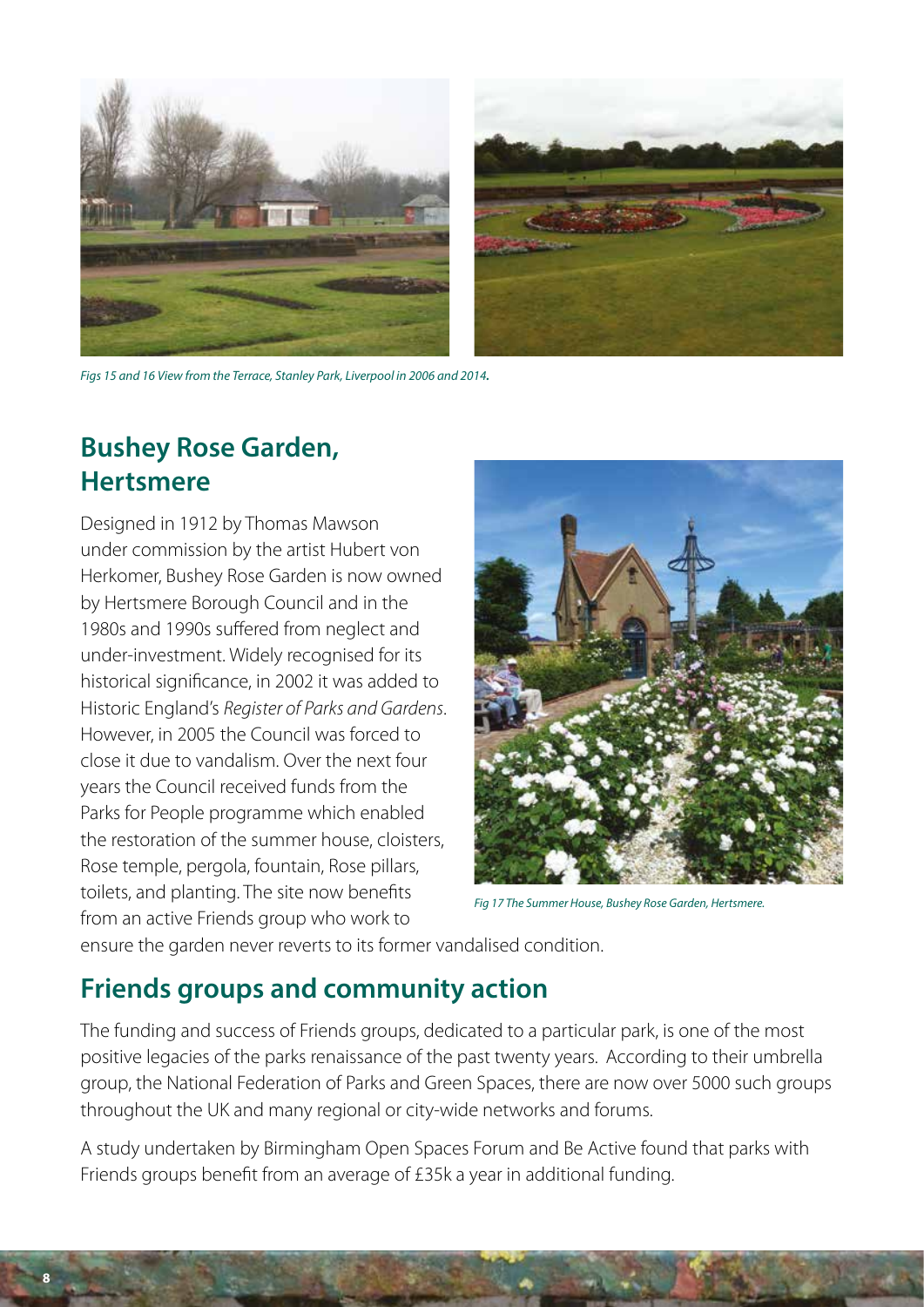*Figs 15 and 16 View from the Terrace, Stanley Park, Liverpool in 2006 and 2014.*

## Bushey Rose Garden, Hertsmere

Designed in 1912 by Thomas Mawson under commission by the artist Hubert von Herkomer, Bushey Rose Garden is now owned by Hertsmere Borough Council and in the 1980s and 1990s suffered from neglect and under-investment. Widely recognised for its historical significance, in 2002 it was added to Historic England's *Register of Parks and Gardens*. However, in 2005 the Council was forced to close it due to vandalism. Over the next four years the Council received funds from the Parks for People programme which enabled the restoration of the summer house, cloisters, Rose temple, pergola, fountain, Rose pillars, toilets, and planting. The site now benefits from an active Friends group who work to ensure the garden never reverts to its former vandalised condition.

*Fig 17 The Summer House, Bushey Rose Garden, Hertsmere.*

## Friends groups and community action

The funding and success of Friends groups, dedicated to a particular park, is one of the most positive legacies of the parks renaissance of the past twenty years. According to their umbrella group, the National Federation of Parks and Green Spaces, there are now over 5000 such groups throughout the UK and many regional or city-wide networks and forums.

A study undertaken by Birmingham Open Spaces Forum and Be Active found that parks with Friends groups benefit from an average of £35k a year in additional funding.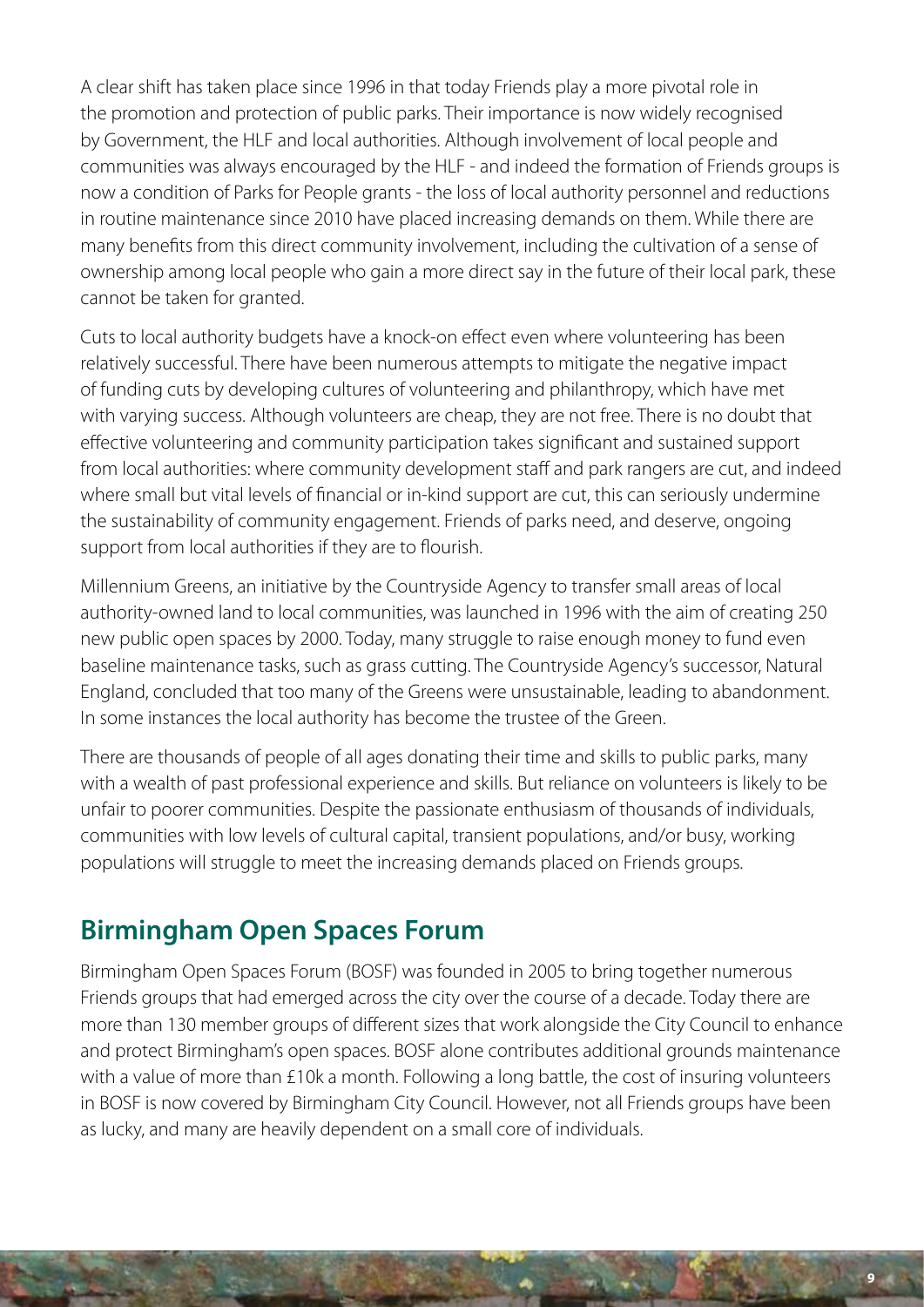A clear shift has taken place since 1996 in that today Friends play a more pivotal role in the promotion and protection of public parks. Their importance is now widely recognised by Government, the HLF and local authorities. Although involvement of local people and communities was always encouraged by the HLF - and indeed the formation of Friends groups is now a condition of Parks for People grants - the loss of local authority personnel and reductions in routine maintenance since 2010 have placed increasing demands on them. While there are many benefits from this direct community involvement, including the cultivation of a sense of ownership among local people who gain a more direct say in the future of their local park, these cannot be taken for granted.

Cuts to local authority budgets have a knock-on effect even where volunteering has been relatively successful. There have been numerous attempts to mitigate the negative impact of funding cuts by developing cultures of volunteering and philanthropy, which have met with varying success. Although volunteers are cheap, they are not free. There is no doubt that effective volunteering and community participation takes significant and sustained support from local authorities: where community development staff and park rangers are cut, and indeed where small but vital levels of financial or in-kind support are cut, this can seriously undermine the sustainability of community engagement. Friends of parks need, and deserve, ongoing support from local authorities if they are to flourish.

Millennium Greens, an initiative by the Countryside Agency to transfer small areas of local authority-owned land to local communities, was launched in 1996 with the aim of creating 250 new public open spaces by 2000. Today, many struggle to raise enough money to fund even baseline maintenance tasks, such as grass cutting. The Countryside Agency's successor, Natural England, concluded that too many of the Greens were unsustainable, leading to abandonment. In some instances the local authority has become the trustee of the Green.

There are thousands of people of all ages donating their time and skills to public parks, many with a wealth of past professional experience and skills. But reliance on volunteers is likely to be unfair to poorer communities. Despite the passionate enthusiasm of thousands of individuals, communities with low levels of cultural capital, transient populations, and/or busy, working populations will struggle to meet the increasing demands placed on Friends groups.

## Birmingham Open Spaces Forum

Birmingham Open Spaces Forum (BOSF) was founded in 2005 to bring together numerous Friends groups that had emerged across the city over the course of a decade. Today there are more than 130 member groups of different sizes that work alongside the City Council to enhance and protect Birmingham's open spaces. BOSF alone contributes additional grounds maintenance with a value of more than £10k a month. Following a long battle, the cost of insuring volunteers in BOSF is now covered by Birmingham City Council. However, not all Friends groups have been as lucky, and many are heavily dependent on a small core of individuals.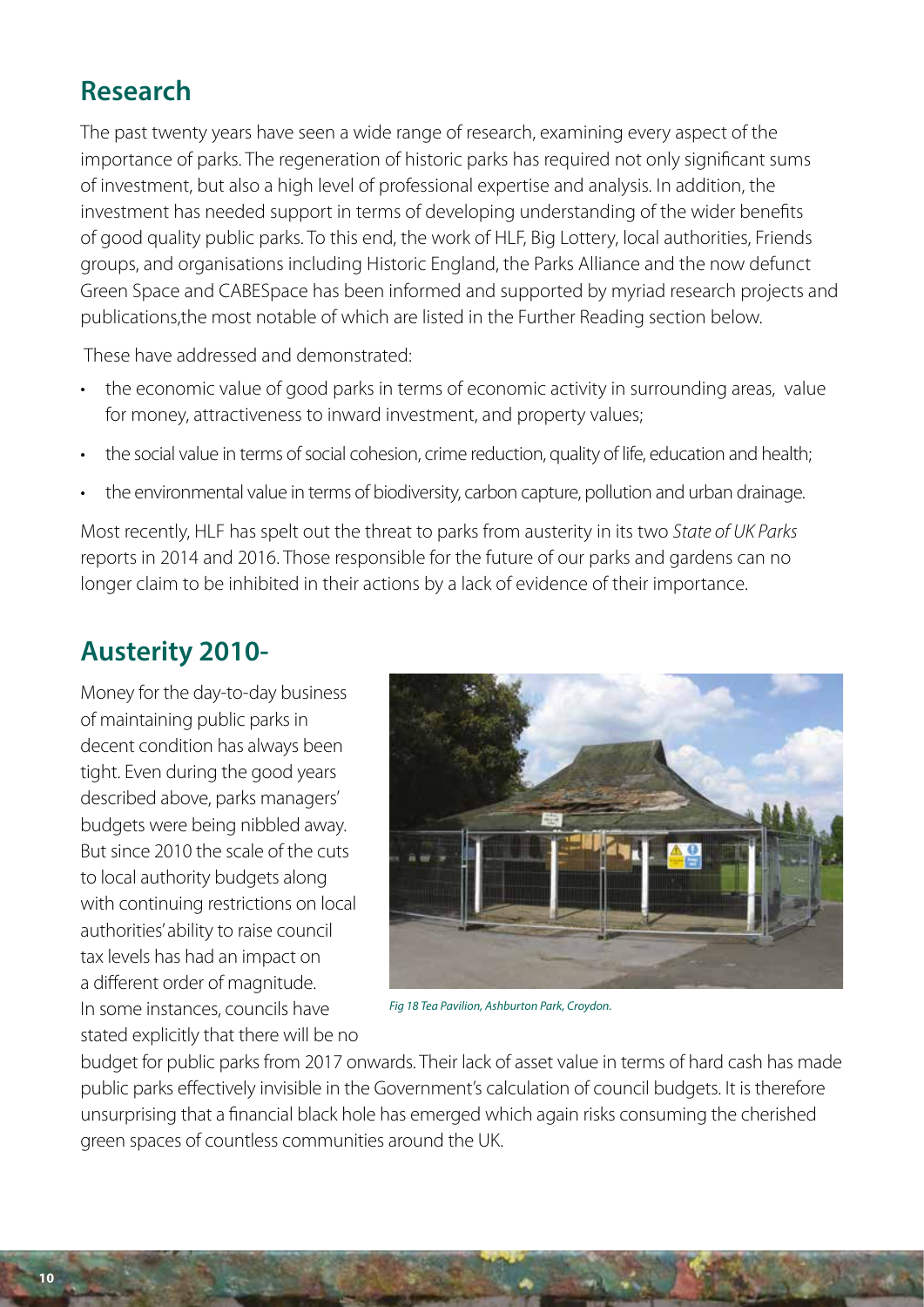## Research

The past twenty years have seen a wide range of research, examining every aspect of the importance of parks. The regeneration of historic parks has required not only significant sums of investment, but also a high level of professional expertise and analysis. In addition, the investment has needed support in terms of developing understanding of the wider benefits of good quality public parks. To this end, the work of HLF, Big Lottery, local authorities, Friends groups, and organisations including Historic England, the Parks Alliance and the now defunct Green Space and CABESpace has been informed and supported by myriad research projects and publications,the most notable of which are listed in the Further Reading section below.

These have addressed and demonstrated:

- the economic value of good parks in terms of economic activity in surrounding areas, value for money, attractiveness to inward investment, and property values;
- the social value in terms of social cohesion, crime reduction, quality of life, education and health;
- the environmental value in terms of biodiversity, carbon capture, pollution and urban drainage.

Most recently, HLF has spelt out the threat to parks from austerity in its two *State of UK Parks* reports in 2014 and 2016. Those responsible for the future of our parks and gardens can no longer claim to be inhibited in their actions by a lack of evidence of their importance.

## Austerity 2010-

Money for the day-to-day business of maintaining public parks in decent condition has always been tight. Even during the good years described above, parks managers' budgets were being nibbled away. But since 2010 the scale of the cuts to local authority budgets along with continuing restrictions on local authorities' ability to raise council tax levels has had an impact on a different order of magnitude. In some instances, councils have stated explicitly that there will be no budget for public parks from 2017 onwards. Their lack of asset value in terms of hard cash has made public parks effectively invisible in the Government's calculation of council budgets. It is therefore unsurprising that a financial black hole has emerged which again risks consuming the cherished green spaces of countless communities around the UK.

*Fig 18 Tea Pavilion, Ashburton Park, Croydon.*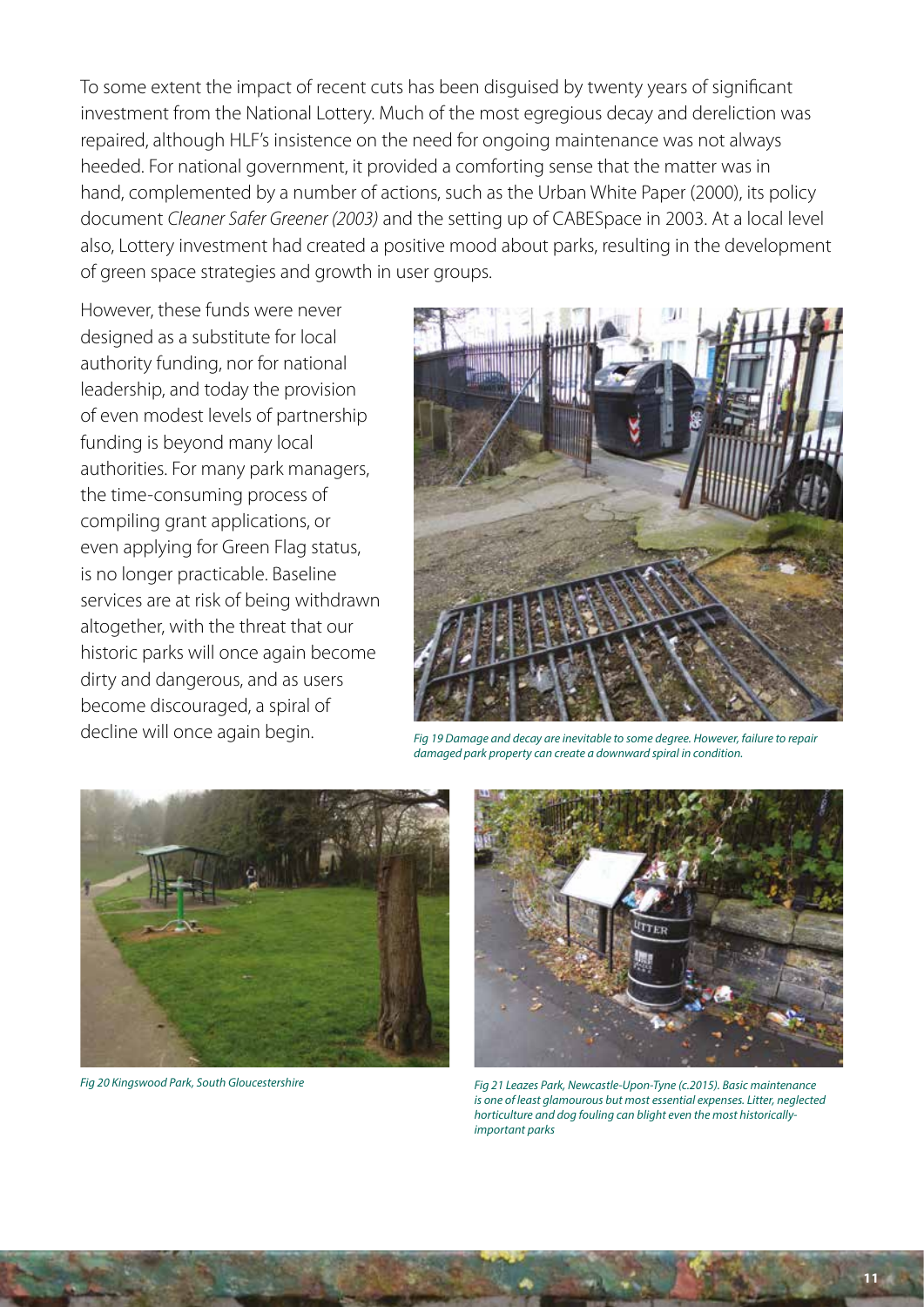To some extent the impact of recent cuts has been disguised by twenty years of significant investment from the National Lottery. Much of the most egregious decay and dereliction was repaired, although HLF's insistence on the need for ongoing maintenance was not always heeded. For national government, it provided a comforting sense that the matter was in hand, complemented by a number of actions, such as the Urban White Paper (2000), its policy document *Cleaner Safer Greener (2003)* and the setting up of CABESpace in 2003. At a local level also, Lottery investment had created a positive mood about parks, resulting in the development of green space strategies and growth in user groups.

However, these funds were never designed as a substitute for local authority funding, nor for national leadership, and today the provision of even modest levels of partnership funding is beyond many local authorities. For many park managers, the time-consuming process of compiling grant applications, or even applying for Green Flag status, is no longer practicable. Baseline services are at risk of being withdrawn altogether, with the threat that our historic parks will once again become dirty and dangerous, and as users become discouraged, a spiral of decline will once again begin.

*Fig 19 Damage and decay are inevitable to some degree. However, failure to repair damaged park property can create a downward spiral in condition.*

*Fig 20 Kingswood Park, South Gloucestershire*

*Fig 21 Leazes Park, Newcastle-Upon-Tyne (c.2015). Basic maintenance is one of least glamourous but most essential expenses. Litter, neglected horticulture and dog fouling can blight even the most historically-important parks*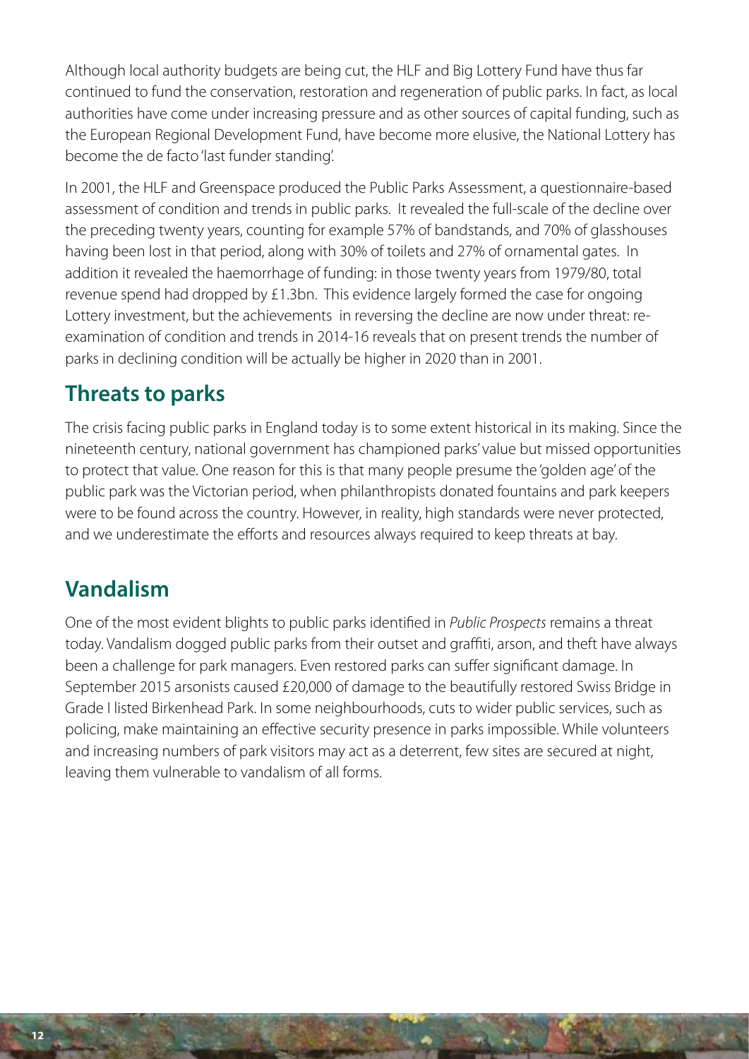Although local authority budgets are being cut, the HLF and Big Lottery Fund have thus far continued to fund the conservation, restoration and regeneration of public parks. In fact, as local authorities have come under increasing pressure and as other sources of capital funding, such as the European Regional Development Fund, have become more elusive, the National Lottery has become the de facto 'last funder standing'.

In 2001, the HLF and Greenspace produced the Public Parks Assessment, a questionnaire-based assessment of condition and trends in public parks. It revealed the full-scale of the decline over the preceding twenty years, counting for example 57% of bandstands, and 70% of glasshouses having been lost in that period, along with 30% of toilets and 27% of ornamental gates. In addition it revealed the haemorrhage of funding: in those twenty years from 1979/80, total revenue spend had dropped by £1.3bn. This evidence largely formed the case for ongoing Lottery investment, but the achievements in reversing the decline are now under threat: re-examination of condition and trends in 2014-16 reveals that on present trends the number of parks in declining condition will be actually be higher in 2020 than in 2001.

## Threats to parks

The crisis facing public parks in England today is to some extent historical in its making. Since the nineteenth century, national government has championed parks' value but missed opportunities to protect that value. One reason for this is that many people presume the 'golden age' of the public park was the Victorian period, when philanthropists donated fountains and park keepers were to be found across the country. However, in reality, high standards were never protected, and we underestimate the efforts and resources always required to keep threats at bay.

## Vandalism

One of the most evident blights to public parks identified in *Public Prospects* remains a threat today. Vandalism dogged public parks from their outset and graffiti, arson, and theft have always been a challenge for park managers. Even restored parks can suffer significant damage. In September 2015 arsonists caused £20,000 of damage to the beautifully restored Swiss Bridge in Grade I listed Birkenhead Park. In some neighbourhoods, cuts to wider public services, such as policing, make maintaining an effective security presence in parks impossible. While volunteers and increasing numbers of park visitors may act as a deterrent, few sites are secured at night, leaving them vulnerable to vandalism of all forms.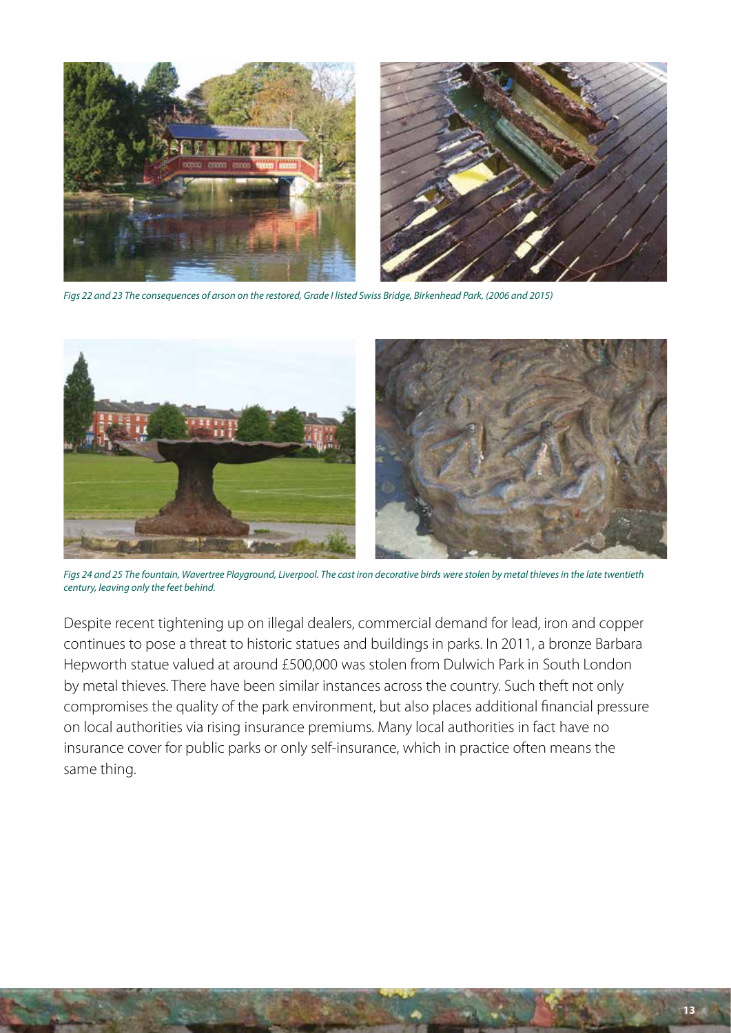*Figs 22 and 23 The consequences of arson on the restored, Grade I listed Swiss Bridge, Birkenhead Park, (2006 and 2015)*

*Figs 24 and 25 The fountain, Wavertree Playground, Liverpool. The cast iron decorative birds were stolen by metal thieves in the late twentieth century, leaving only the feet behind.*

Despite recent tightening up on illegal dealers, commercial demand for lead, iron and copper continues to pose a threat to historic statues and buildings in parks. In 2011, a bronze Barbara Hepworth statue valued at around £500,000 was stolen from Dulwich Park in South London by metal thieves. There have been similar instances across the country. Such theft not only compromises the quality of the park environment, but also places additional financial pressure on local authorities via rising insurance premiums. Many local authorities in fact have no insurance cover for public parks or only self-insurance, which in practice often means the same thing.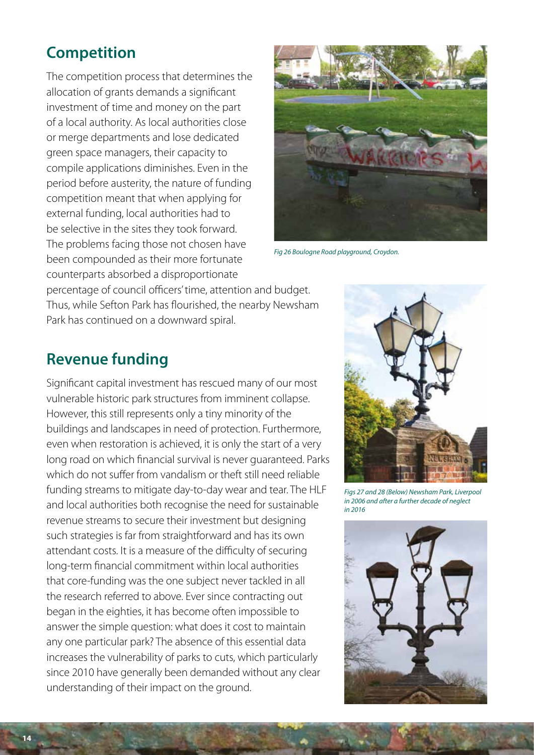## Competition

The competition process that determines the allocation of grants demands a significant investment of time and money on the part of a local authority. As local authorities close or merge departments and lose dedicated green space managers, their capacity to compile applications diminishes. Even in the period before austerity, the nature of funding competition meant that when applying for external funding, local authorities had to be selective in the sites they took forward. The problems facing those not chosen have been compounded as their more fortunate counterparts absorbed a disproportionate percentage of council officers' time, attention and budget. Thus, while Sefton Park has flourished, the nearby Newsham Park has continued on a downward spiral.

*Fig 26 Boulogne Road playground, Croydon.*

## Revenue funding

Significant capital investment has rescued many of our most vulnerable historic park structures from imminent collapse. However, this still represents only a tiny minority of the buildings and landscapes in need of protection. Furthermore, even when restoration is achieved, it is only the start of a very long road on which financial survival is never guaranteed. Parks which do not suffer from vandalism or theft still need reliable funding streams to mitigate day-to-day wear and tear. The HLF and local authorities both recognise the need for sustainable revenue streams to secure their investment but designing such strategies is far from straightforward and has its own attendant costs. It is a measure of the difficulty of securing long-term financial commitment within local authorities that core-funding was the one subject never tackled in all the research referred to above. Ever since contracting out began in the eighties, it has become often impossible to answer the simple question: what does it cost to maintain any one particular park? The absence of this essential data increases the vulnerability of parks to cuts, which particularly since 2010 have generally been demanded without any clear understanding of their impact on the ground.

*Figs 27 and 28 (Below) Newsham Park, Liverpool in 2006 and after a further decade of neglect in 2016*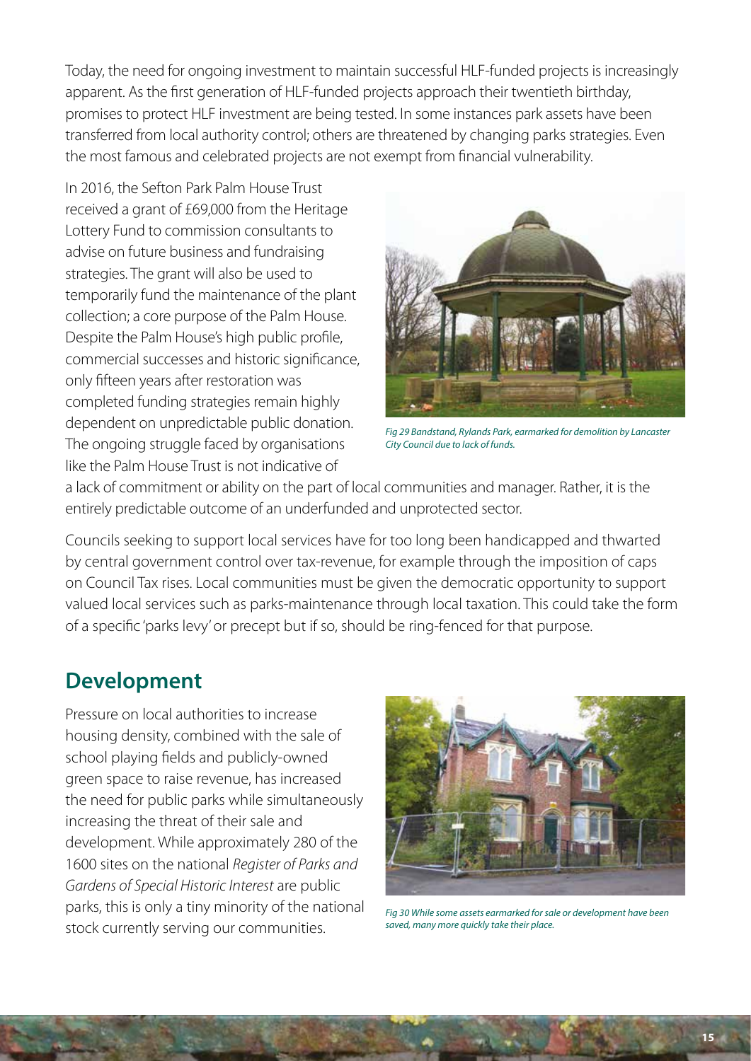Today, the need for ongoing investment to maintain successful HLF-funded projects is increasingly apparent. As the first generation of HLF-funded projects approach their twentieth birthday, promises to protect HLF investment are being tested. In some instances park assets have been transferred from local authority control; others are threatened by changing parks strategies. Even the most famous and celebrated projects are not exempt from financial vulnerability.

In 2016, the Sefton Park Palm House Trust received a grant of £69,000 from the Heritage Lottery Fund to commission consultants to advise on future business and fundraising strategies. The grant will also be used to temporarily fund the maintenance of the plant collection; a core purpose of the Palm House. Despite the Palm House's high public profile, commercial successes and historic significance, only fifteen years after restoration was completed funding strategies remain highly dependent on unpredictable public donation. The ongoing struggle faced by organisations like the Palm House Trust is not indicative of a lack of commitment or ability on the part of local communities and manager. Rather, it is the entirely predictable outcome of an underfunded and unprotected sector.

*Fig 29 Bandstand, Rylands Park, earmarked for demolition by Lancaster City Council due to lack of funds.*

Councils seeking to support local services have for too long been handicapped and thwarted by central government control over tax-revenue, for example through the imposition of caps on Council Tax rises. Local communities must be given the democratic opportunity to support valued local services such as parks-maintenance through local taxation. This could take the form of a specific 'parks levy' or precept but if so, should be ring-fenced for that purpose.

## Development

Pressure on local authorities to increase housing density, combined with the sale of school playing fields and publicly-owned green space to raise revenue, has increased the need for public parks while simultaneously increasing the threat of their sale and development. While approximately 280 of the 1600 sites on the national *Register of Parks and Gardens of Special Historic Interest* are public parks, this is only a tiny minority of the national stock currently serving our communities.

*Fig 30 While some assets earmarked for sale or development have been saved, many more quickly take their place.*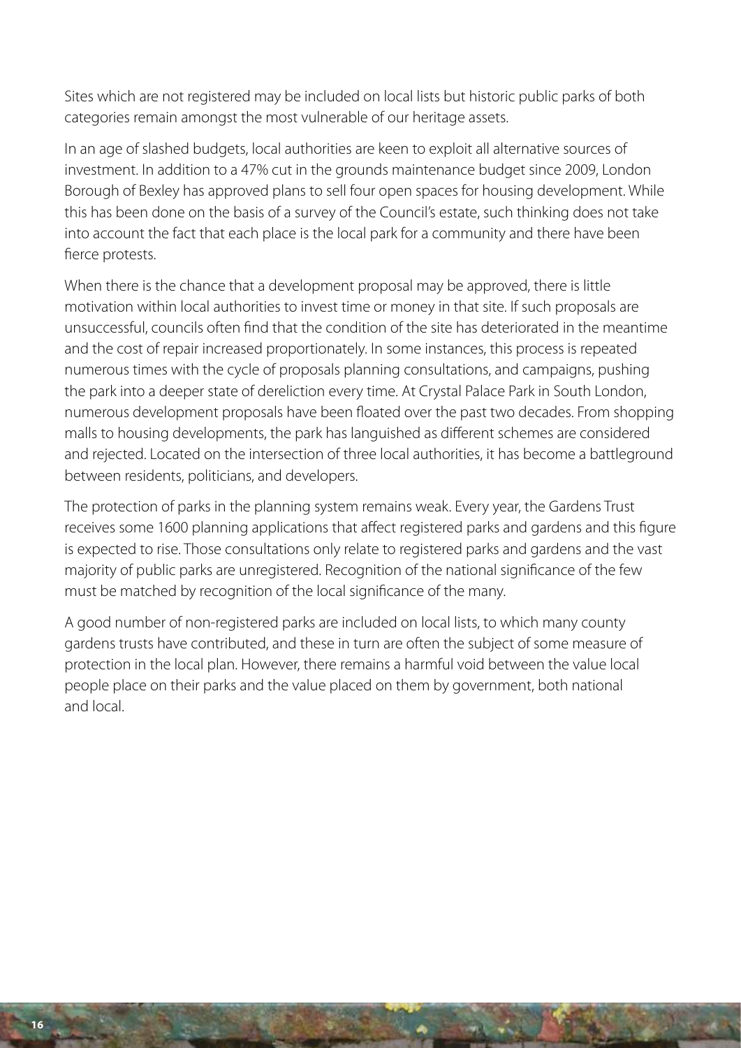Sites which are not registered may be included on local lists but historic public parks of both categories remain amongst the most vulnerable of our heritage assets.

In an age of slashed budgets, local authorities are keen to exploit all alternative sources of investment. In addition to a 47% cut in the grounds maintenance budget since 2009, London Borough of Bexley has approved plans to sell four open spaces for housing development. While this has been done on the basis of a survey of the Council's estate, such thinking does not take into account the fact that each place is the local park for a community and there have been fierce protests.

When there is the chance that a development proposal may be approved, there is little motivation within local authorities to invest time or money in that site. If such proposals are unsuccessful, councils often find that the condition of the site has deteriorated in the meantime and the cost of repair increased proportionately. In some instances, this process is repeated numerous times with the cycle of proposals planning consultations, and campaigns, pushing the park into a deeper state of dereliction every time. At Crystal Palace Park in South London, numerous development proposals have been floated over the past two decades. From shopping malls to housing developments, the park has languished as different schemes are considered and rejected. Located on the intersection of three local authorities, it has become a battleground between residents, politicians, and developers.

The protection of parks in the planning system remains weak. Every year, the Gardens Trust receives some 1600 planning applications that affect registered parks and gardens and this figure is expected to rise. Those consultations only relate to registered parks and gardens and the vast majority of public parks are unregistered. Recognition of the national significance of the few must be matched by recognition of the local significance of the many.

A good number of non-registered parks are included on local lists, to which many county gardens trusts have contributed, and these in turn are often the subject of some measure of protection in the local plan. However, there remains a harmful void between the value local people place on their parks and the value placed on them by government, both national and local.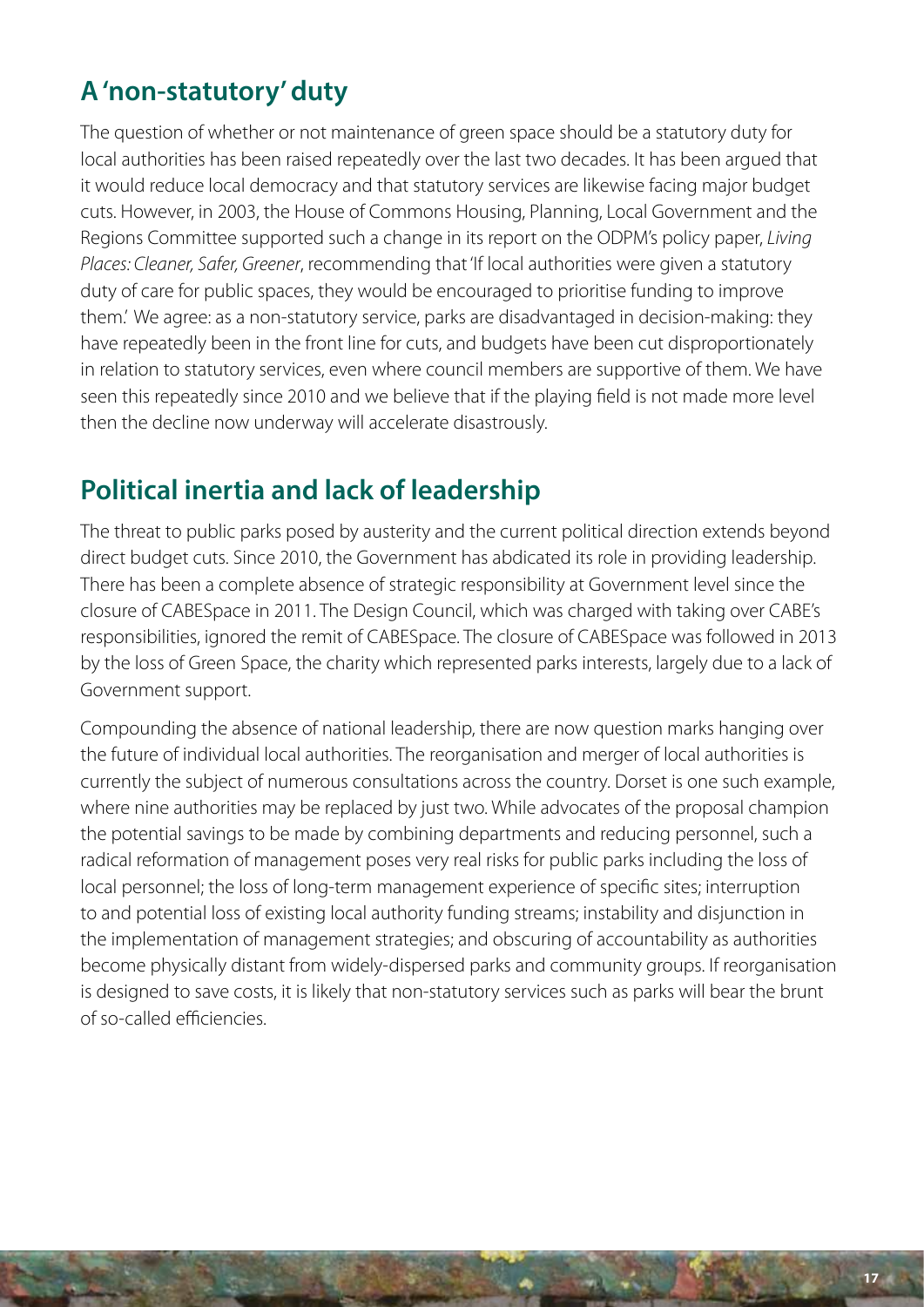## A 'non-statutory' duty

The question of whether or not maintenance of green space should be a statutory duty for local authorities has been raised repeatedly over the last two decades. It has been argued that it would reduce local democracy and that statutory services are likewise facing major budget cuts. However, in 2003, the House of Commons Housing, Planning, Local Government and the Regions Committee supported such a change in its report on the ODPM's policy paper, *Living Places: Cleaner, Safer, Greener*, recommending that 'If local authorities were given a statutory duty of care for public spaces, they would be encouraged to prioritise funding to improve them.' We agree: as a non-statutory service, parks are disadvantaged in decision-making: they have repeatedly been in the front line for cuts, and budgets have been cut disproportionately in relation to statutory services, even where council members are supportive of them. We have seen this repeatedly since 2010 and we believe that if the playing field is not made more level then the decline now underway will accelerate disastrously.

## Political inertia and lack of leadership

The threat to public parks posed by austerity and the current political direction extends beyond direct budget cuts. Since 2010, the Government has abdicated its role in providing leadership. There has been a complete absence of strategic responsibility at Government level since the closure of CABESpace in 2011. The Design Council, which was charged with taking over CABE's responsibilities, ignored the remit of CABESpace. The closure of CABESpace was followed in 2013 by the loss of Green Space, the charity which represented parks interests, largely due to a lack of Government support.

Compounding the absence of national leadership, there are now question marks hanging over the future of individual local authorities. The reorganisation and merger of local authorities is currently the subject of numerous consultations across the country. Dorset is one such example, where nine authorities may be replaced by just two. While advocates of the proposal champion the potential savings to be made by combining departments and reducing personnel, such a radical reformation of management poses very real risks for public parks including the loss of local personnel; the loss of long-term management experience of specific sites; interruption to and potential loss of existing local authority funding streams; instability and disjunction in the implementation of management strategies; and obscuring of accountability as authorities become physically distant from widely-dispersed parks and community groups. If reorganisation is designed to save costs, it is likely that non-statutory services such as parks will bear the brunt of so-called efficiencies.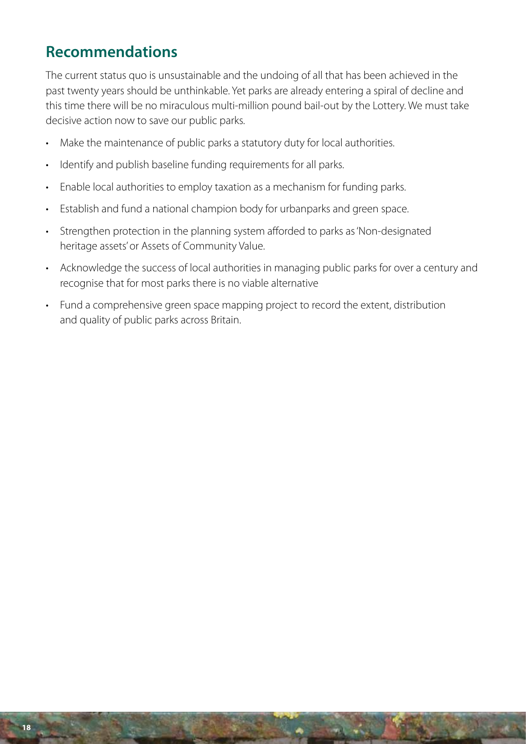## Recommendations

The current status quo is unsustainable and the undoing of all that has been achieved in the past twenty years should be unthinkable. Yet parks are already entering a spiral of decline and this time there will be no miraculous multi-million pound bail-out by the Lottery. We must take decisive action now to save our public parks.

- Make the maintenance of public parks a statutory duty for local authorities.
- Identify and publish baseline funding requirements for all parks.
- Enable local authorities to employ taxation as a mechanism for funding parks.
- Establish and fund a national champion body for urbanparks and green space.
- Strengthen protection in the planning system afforded to parks as 'Non-designated heritage assets' or Assets of Community Value.
- Acknowledge the success of local authorities in managing public parks for over a century and recognise that for most parks there is no viable alternative
- Fund a comprehensive green space mapping project to record the extent, distribution and quality of public parks across Britain.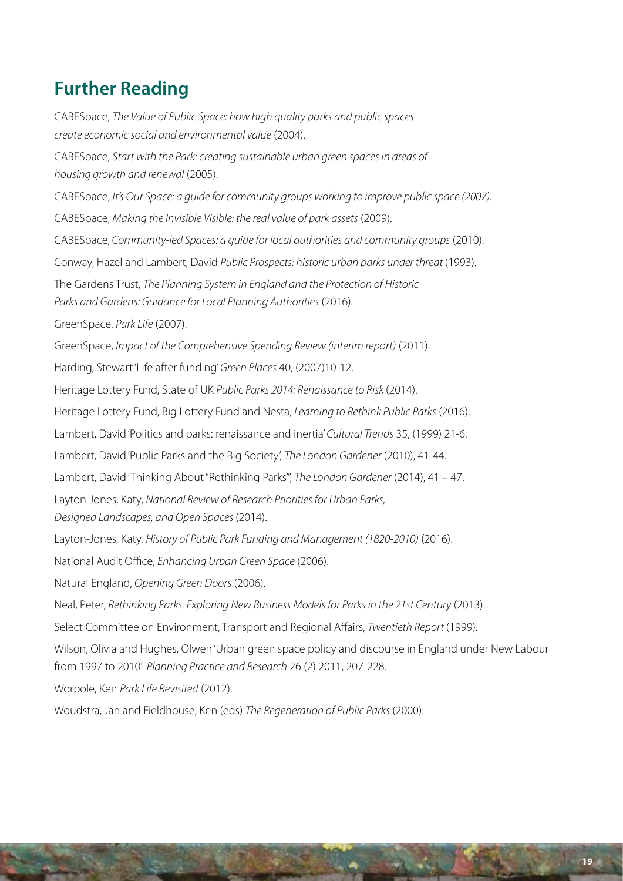## Further Reading

CABESpace, *The Value of Public Space: how high quality parks and public spaces create economic social and environmental value* (2004).

CABESpace, *Start with the Park: creating sustainable urban green spaces in areas of housing growth and renewal* (2005).

CABESpace, *It's Our Space: a guide for community groups working to improve public space (2007).*

CABESpace, *Making the Invisible Visible: the real value of park assets* (2009).

CABESpace, *Community-led Spaces: a guide for local authorities and community groups* (2010).

Conway, Hazel and Lambert, David *Public Prospects: historic urban parks under threat* (1993).

The Gardens Trust, *The Planning System in England and the Protection of Historic Parks and Gardens: Guidance for Local Planning Authorities* (2016).

GreenSpace, *Park Life* (2007).

GreenSpace, *Impact of the Comprehensive Spending Review (interim report)* (2011).

Harding, Stewart 'Life after funding' *Green Places* 40, (2007)10-12.

Heritage Lottery Fund, State of UK *Public Parks 2014: Renaissance to Risk* (2014).

Heritage Lottery Fund, Big Lottery Fund and Nesta, *Learning to Rethink Public Parks* (2016).

Lambert, David 'Politics and parks: renaissance and inertia' *Cultural Trends* 35, (1999) 21-6.

Lambert, David 'Public Parks and the Big Society', *The London Gardener* (2010), 41-44.

Lambert, David 'Thinking About "Rethinking Parks"', *The London Gardener* (2014), 41 – 47.

Layton-Jones, Katy, *National Review of Research Priorities for Urban Parks, Designed Landscapes, and Open Spaces* (2014).

Layton-Jones, Katy, *History of Public Park Funding and Management (1820-2010)* (2016).

National Audit Office, *Enhancing Urban Green Space* (2006).

Natural England, *Opening Green Doors* (2006).

Neal, Peter, *Rethinking Parks. Exploring New Business Models for Parks in the 21st Century* (2013).

Select Committee on Environment, Transport and Regional Affairs, *Twentieth Report* (1999).

Wilson, Olivia and Hughes, Olwen 'Urban green space policy and discourse in England under New Labour from 1997 to 2010' *Planning Practice and Research* 26 (2) 2011, 207-228.

Worpole, Ken *Park Life Revisited* (2012).

Woudstra, Jan and Fieldhouse, Ken (eds) *The Regeneration of Public Parks* (2000).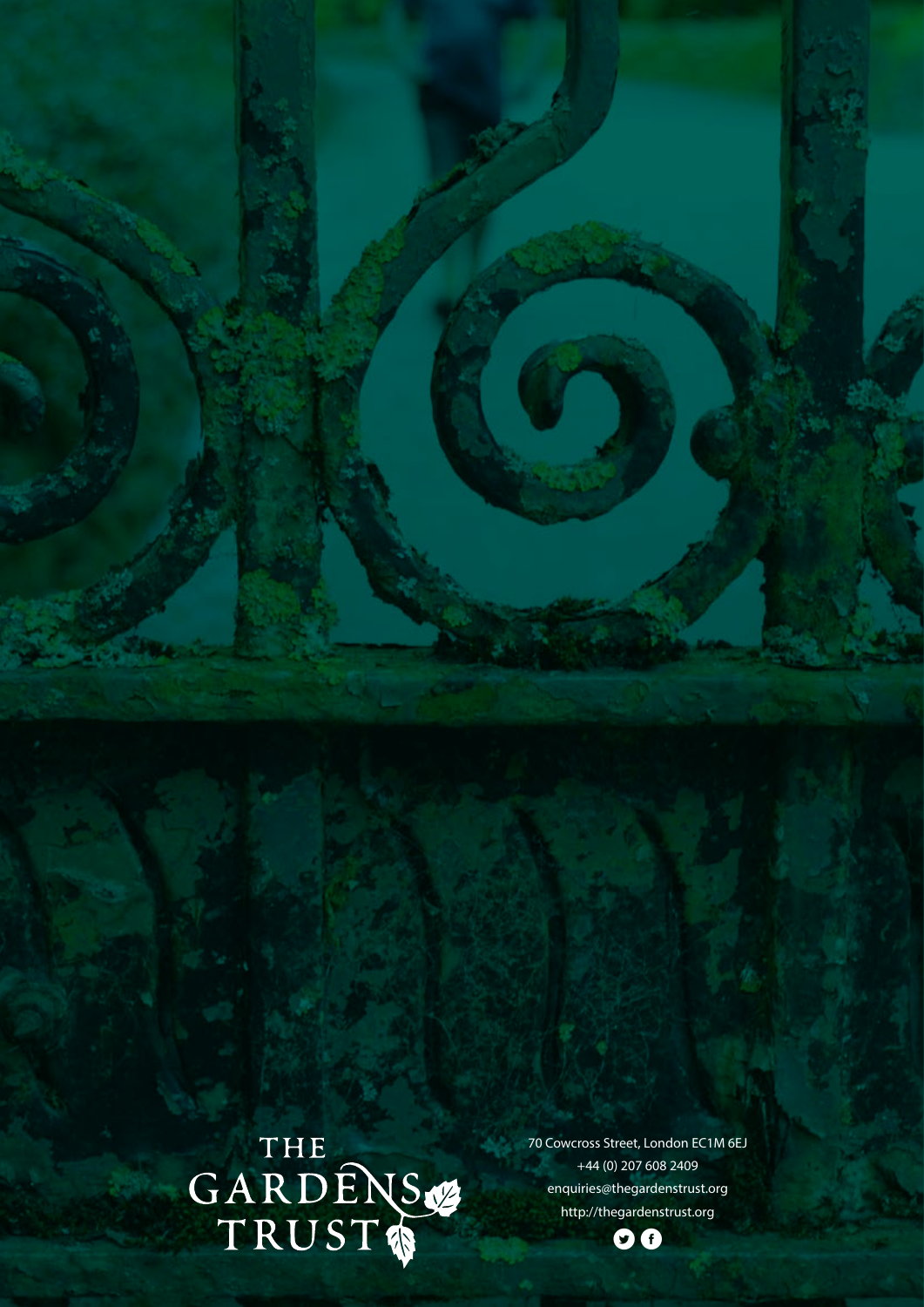THE GARDENS TRUST

70 Cowcross Street, London EC1M 6EJ
+44 (0) 207 608 2409
enquiries@thegardenstrust.org
http://thegardenstrust.org